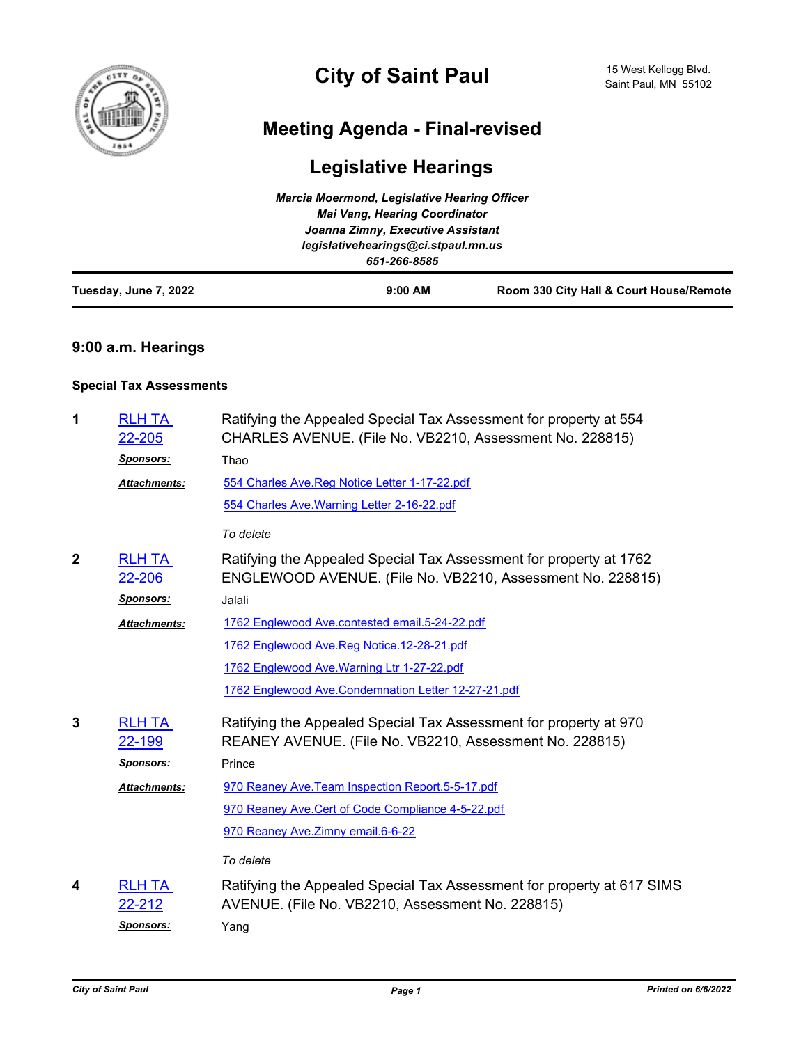# City of Saint Paul

15 West Kellogg Blvd.
Saint Paul, MN 55102

## Meeting Agenda - Final-revised

## Legislative Hearings

*Marcia Moermond, Legislative Hearing Officer*
*Mai Vang, Hearing Coordinator*
*Joanna Zimny, Executive Assistant*
*legislativehearings@ci.stpaul.mn.us*
*651-266-8585*

**Tuesday, June 7, 2022** | **9:00 AM** | **Room 330 City Hall & Court House/Remote**

### 9:00 a.m. Hearings

#### Special Tax Assessments

**1** RLH TA 22-205

Ratifying the Appealed Special Tax Assessment for property at 554 CHARLES AVENUE. (File No. VB2210, Assessment No. 228815)

***Sponsors:*** Thao

***Attachments:***
- 554 Charles Ave.Reg Notice Letter 1-17-22.pdf
- 554 Charles Ave.Warning Letter 2-16-22.pdf

*To delete*

**2** RLH TA 22-206

Ratifying the Appealed Special Tax Assessment for property at 1762 ENGLEWOOD AVENUE. (File No. VB2210, Assessment No. 228815)

***Sponsors:*** Jalali

***Attachments:***
- 1762 Englewood Ave.contested email.5-24-22.pdf
- 1762 Englewood Ave.Reg Notice.12-28-21.pdf
- 1762 Englewood Ave.Warning Ltr 1-27-22.pdf
- 1762 Englewood Ave.Condemnation Letter 12-27-21.pdf

**3** RLH TA 22-199

Ratifying the Appealed Special Tax Assessment for property at 970 REANEY AVENUE. (File No. VB2210, Assessment No. 228815)

***Sponsors:*** Prince

***Attachments:***
- 970 Reaney Ave.Team Inspection Report.5-5-17.pdf
- 970 Reaney Ave.Cert of Code Compliance 4-5-22.pdf
- 970 Reaney Ave.Zimny email.6-6-22

*To delete*

**4** RLH TA 22-212

Ratifying the Appealed Special Tax Assessment for property at 617 SIMS AVENUE. (File No. VB2210, Assessment No. 228815)

***Sponsors:*** Yang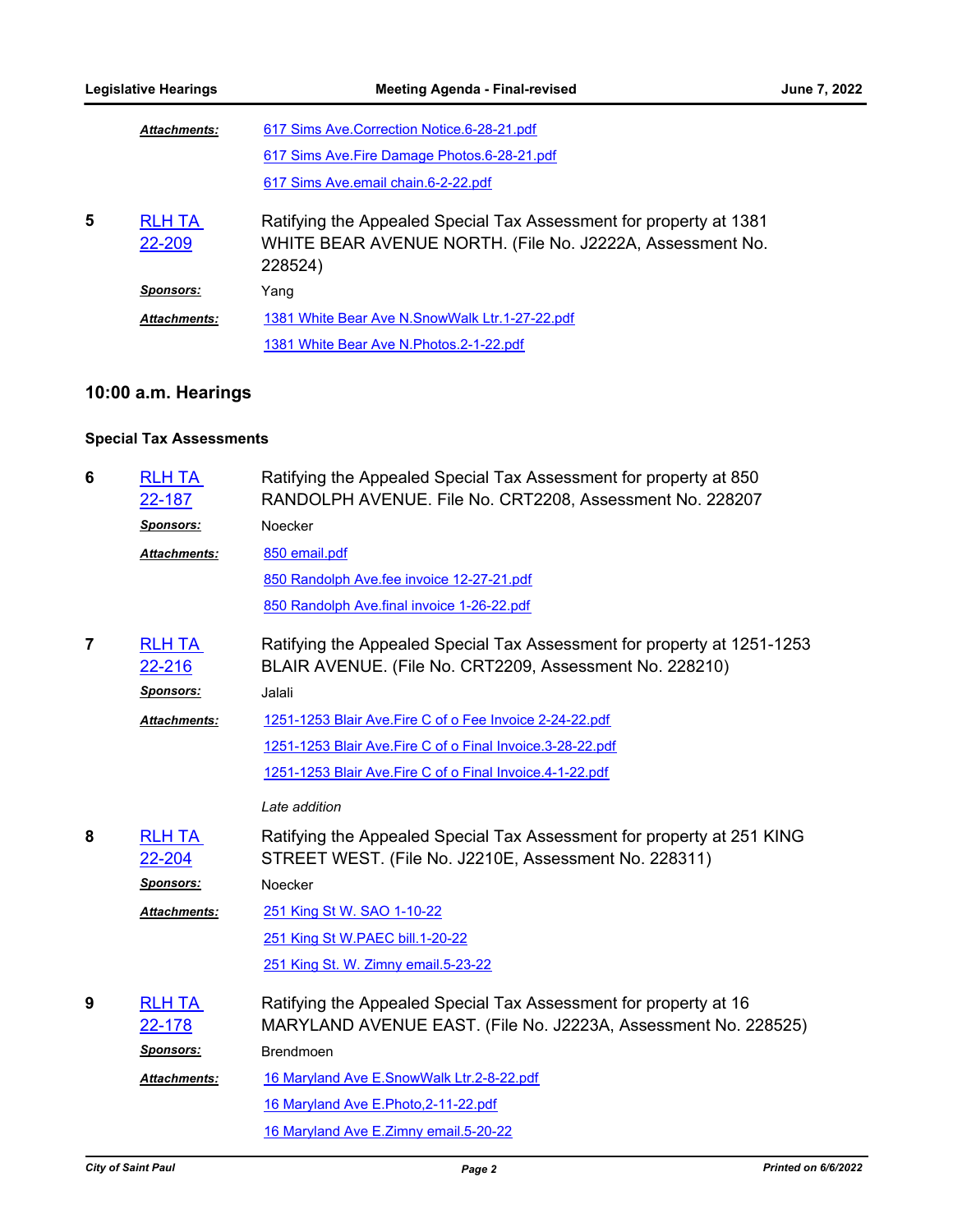***Attachments:*** [617 Sims Ave.Correction Notice.6-28-21.pdf]
[617 Sims Ave.Fire Damage Photos.6-28-21.pdf]
[617 Sims Ave.email chain.6-2-22.pdf]

**5** RLH TA 22-209

Ratifying the Appealed Special Tax Assessment for property at 1381 WHITE BEAR AVENUE NORTH. (File No. J2222A, Assessment No. 228524)

***Sponsors:*** Yang

***Attachments:*** 1381 White Bear Ave N.SnowWalk Ltr.1-27-22.pdf
1381 White Bear Ave N.Photos.2-1-22.pdf

## 10:00 a.m. Hearings

### Special Tax Assessments

**6** RLH TA 22-187

Ratifying the Appealed Special Tax Assessment for property at 850 RANDOLPH AVENUE. File No. CRT2208, Assessment No. 228207

***Sponsors:*** Noecker

***Attachments:*** 850 email.pdf
850 Randolph Ave.fee invoice 12-27-21.pdf
850 Randolph Ave.final invoice 1-26-22.pdf

**7** RLH TA 22-216

Ratifying the Appealed Special Tax Assessment for property at 1251-1253 BLAIR AVENUE. (File No. CRT2209, Assessment No. 228210)

***Sponsors:*** Jalali

***Attachments:*** 1251-1253 Blair Ave.Fire C of o Fee Invoice 2-24-22.pdf
1251-1253 Blair Ave.Fire C of o Final Invoice.3-28-22.pdf
1251-1253 Blair Ave.Fire C of o Final Invoice.4-1-22.pdf

*Late addition*

**8** RLH TA 22-204

Ratifying the Appealed Special Tax Assessment for property at 251 KING STREET WEST. (File No. J2210E, Assessment No. 228311)

***Sponsors:*** Noecker

***Attachments:*** 251 King St W. SAO 1-10-22
251 King St W.PAEC bill.1-20-22
251 King St. W. Zimny email.5-23-22

**9** RLH TA 22-178

Ratifying the Appealed Special Tax Assessment for property at 16 MARYLAND AVENUE EAST. (File No. J2223A, Assessment No. 228525)

***Sponsors:*** Brendmoen

***Attachments:*** 16 Maryland Ave E.SnowWalk Ltr.2-8-22.pdf
16 Maryland Ave E.Photo,2-11-22.pdf
16 Maryland Ave E.Zimny email.5-20-22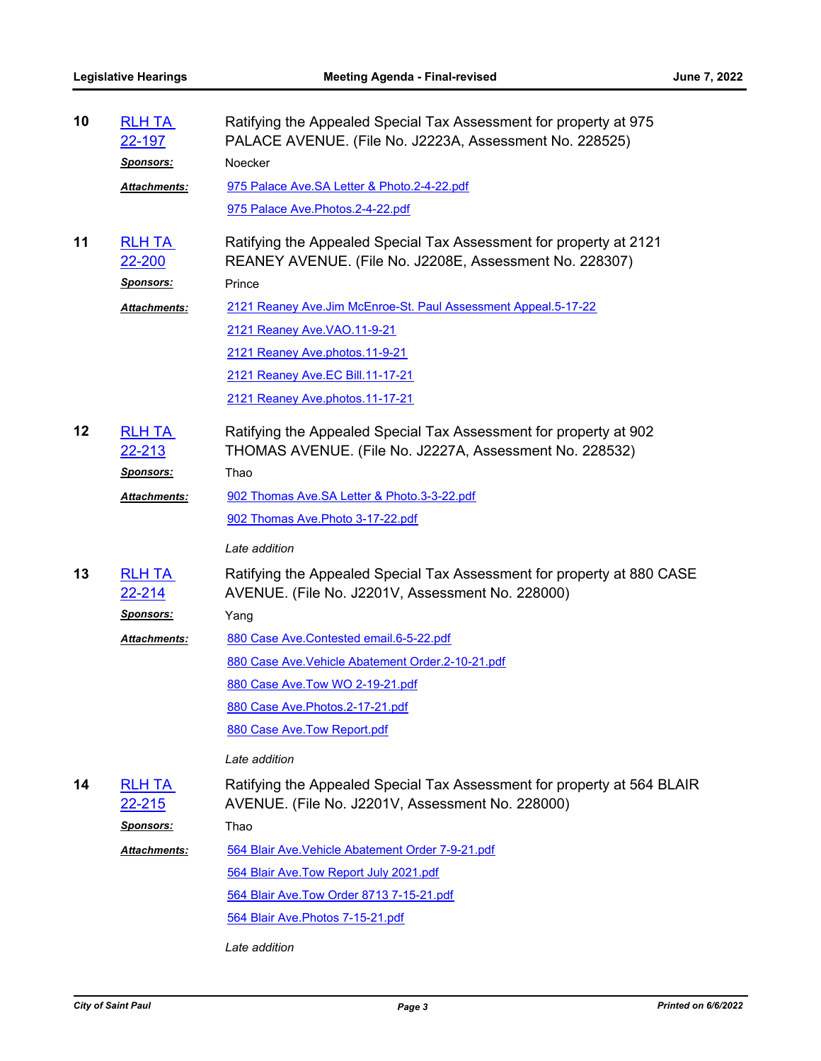**10** **RLH TA 22-197**

Ratifying the Appealed Special Tax Assessment for property at 975 PALACE AVENUE. (File No. J2223A, Assessment No. 228525)

***Sponsors:*** Noecker

***Attachments:***
975 Palace Ave.SA Letter & Photo.2-4-22.pdf
975 Palace Ave.Photos.2-4-22.pdf

**11** **RLH TA 22-200**

Ratifying the Appealed Special Tax Assessment for property at 2121 REANEY AVENUE. (File No. J2208E, Assessment No. 228307)

***Sponsors:*** Prince

***Attachments:***
2121 Reaney Ave.Jim McEnroe-St. Paul Assessment Appeal.5-17-22
2121 Reaney Ave.VAO.11-9-21
2121 Reaney Ave.photos.11-9-21
2121 Reaney Ave.EC Bill.11-17-21
2121 Reaney Ave.photos.11-17-21

**12** **RLH TA 22-213**

Ratifying the Appealed Special Tax Assessment for property at 902 THOMAS AVENUE. (File No. J2227A, Assessment No. 228532)

***Sponsors:*** Thao

***Attachments:***
902 Thomas Ave.SA Letter & Photo.3-3-22.pdf
902 Thomas Ave.Photo 3-17-22.pdf

*Late addition*

**13** **RLH TA 22-214**

Ratifying the Appealed Special Tax Assessment for property at 880 CASE AVENUE. (File No. J2201V, Assessment No. 228000)

***Sponsors:*** Yang

***Attachments:***
880 Case Ave.Contested email.6-5-22.pdf
880 Case Ave.Vehicle Abatement Order.2-10-21.pdf
880 Case Ave.Tow WO 2-19-21.pdf
880 Case Ave.Photos.2-17-21.pdf
880 Case Ave.Tow Report.pdf

*Late addition*

**14** **RLH TA 22-215**

Ratifying the Appealed Special Tax Assessment for property at 564 BLAIR AVENUE. (File No. J2201V, Assessment No. 228000)

***Sponsors:*** Thao

***Attachments:***
564 Blair Ave.Vehicle Abatement Order 7-9-21.pdf
564 Blair Ave.Tow Report July 2021.pdf
564 Blair Ave.Tow Order 8713 7-15-21.pdf
564 Blair Ave.Photos 7-15-21.pdf

*Late addition*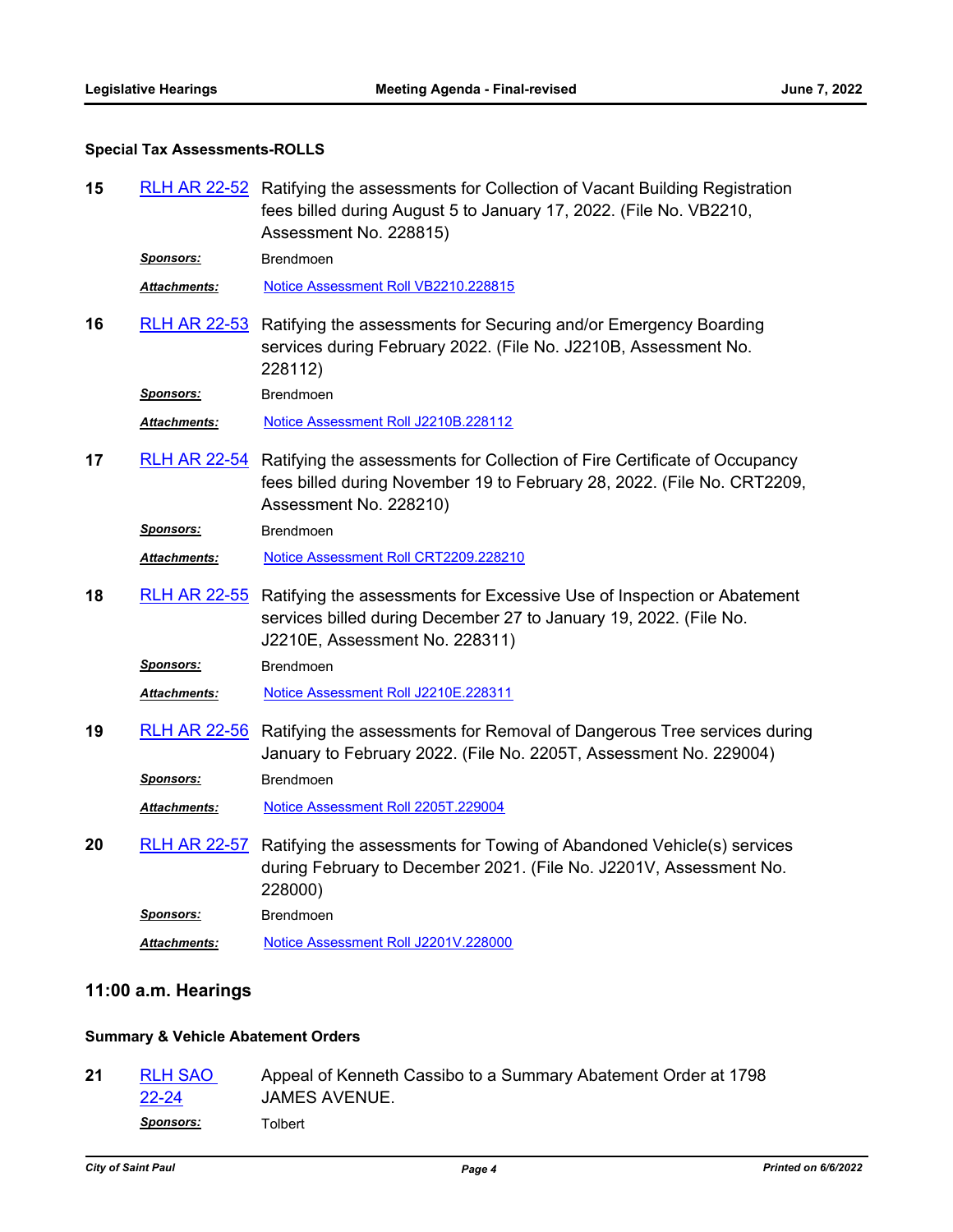#### Special Tax Assessments-ROLLS

**15** RLH AR 22-52 Ratifying the assessments for Collection of Vacant Building Registration fees billed during August 5 to January 17, 2022. (File No. VB2210, Assessment No. 228815)

***Sponsors:*** Brendmoen

***Attachments:*** Notice Assessment Roll VB2210.228815

**16** RLH AR 22-53 Ratifying the assessments for Securing and/or Emergency Boarding services during February 2022. (File No. J2210B, Assessment No. 228112)

***Sponsors:*** Brendmoen

***Attachments:*** Notice Assessment Roll J2210B.228112

**17** RLH AR 22-54 Ratifying the assessments for Collection of Fire Certificate of Occupancy fees billed during November 19 to February 28, 2022. (File No. CRT2209, Assessment No. 228210)

***Sponsors:*** Brendmoen

***Attachments:*** Notice Assessment Roll CRT2209.228210

**18** RLH AR 22-55 Ratifying the assessments for Excessive Use of Inspection or Abatement services billed during December 27 to January 19, 2022. (File No. J2210E, Assessment No. 228311)

***Sponsors:*** Brendmoen

***Attachments:*** Notice Assessment Roll J2210E.228311

**19** RLH AR 22-56 Ratifying the assessments for Removal of Dangerous Tree services during January to February 2022. (File No. 2205T, Assessment No. 229004)

***Sponsors:*** Brendmoen

***Attachments:*** Notice Assessment Roll 2205T.229004

**20** RLH AR 22-57 Ratifying the assessments for Towing of Abandoned Vehicle(s) services during February to December 2021. (File No. J2201V, Assessment No. 228000)

***Sponsors:*** Brendmoen

***Attachments:*** Notice Assessment Roll J2201V.228000

### 11:00 a.m. Hearings

#### Summary & Vehicle Abatement Orders

**21** RLH SAO 22-24 Appeal of Kenneth Cassibo to a Summary Abatement Order at 1798 JAMES AVENUE.

***Sponsors:*** Tolbert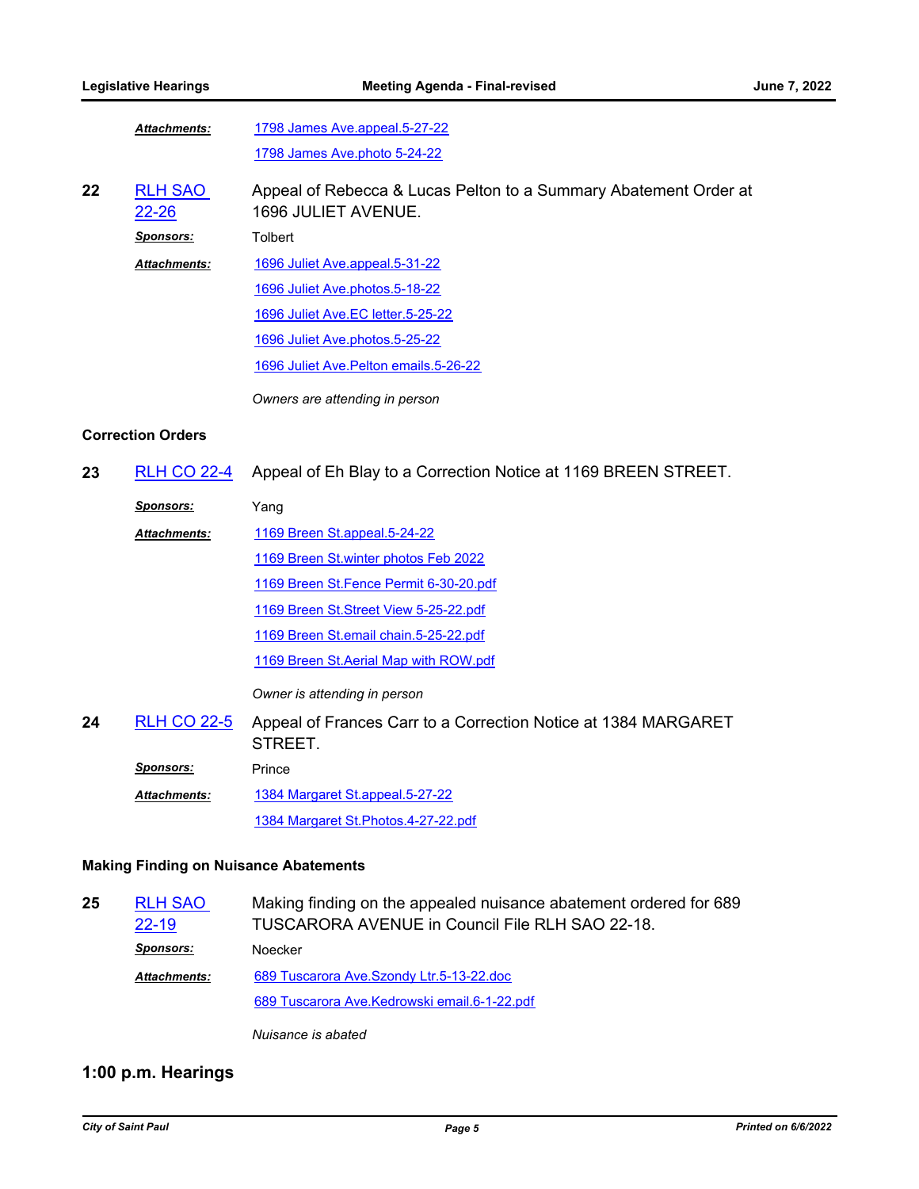***Attachments:*** 1798 James Ave.appeal.5-27-22
1798 James Ave.photo 5-24-22

**22** RLH SAO 22-26 — Appeal of Rebecca & Lucas Pelton to a Summary Abatement Order at 1696 JULIET AVENUE.

***Sponsors:*** Tolbert

***Attachments:***
1696 Juliet Ave.appeal.5-31-22
1696 Juliet Ave.photos.5-18-22
1696 Juliet Ave.EC letter.5-25-22
1696 Juliet Ave.photos.5-25-22
1696 Juliet Ave.Pelton emails.5-26-22

*Owners are attending in person*

### Correction Orders

**23** RLH CO 22-4 — Appeal of Eh Blay to a Correction Notice at 1169 BREEN STREET.

***Sponsors:*** Yang

***Attachments:***
1169 Breen St.appeal.5-24-22
1169 Breen St.winter photos Feb 2022
1169 Breen St.Fence Permit 6-30-20.pdf
1169 Breen St.Street View 5-25-22.pdf
1169 Breen St.email chain.5-25-22.pdf
1169 Breen St.Aerial Map with ROW.pdf

*Owner is attending in person*

**24** RLH CO 22-5 — Appeal of Frances Carr to a Correction Notice at 1384 MARGARET STREET.

***Sponsors:*** Prince

***Attachments:***
1384 Margaret St.appeal.5-27-22
1384 Margaret St.Photos.4-27-22.pdf

### Making Finding on Nuisance Abatements

**25** RLH SAO 22-19 — Making finding on the appealed nuisance abatement ordered for 689 TUSCARORA AVENUE in Council File RLH SAO 22-18.

***Sponsors:*** Noecker

***Attachments:***
689 Tuscarora Ave.Szondy Ltr.5-13-22.doc
689 Tuscarora Ave.Kedrowski email.6-1-22.pdf

*Nuisance is abated*

## 1:00 p.m. Hearings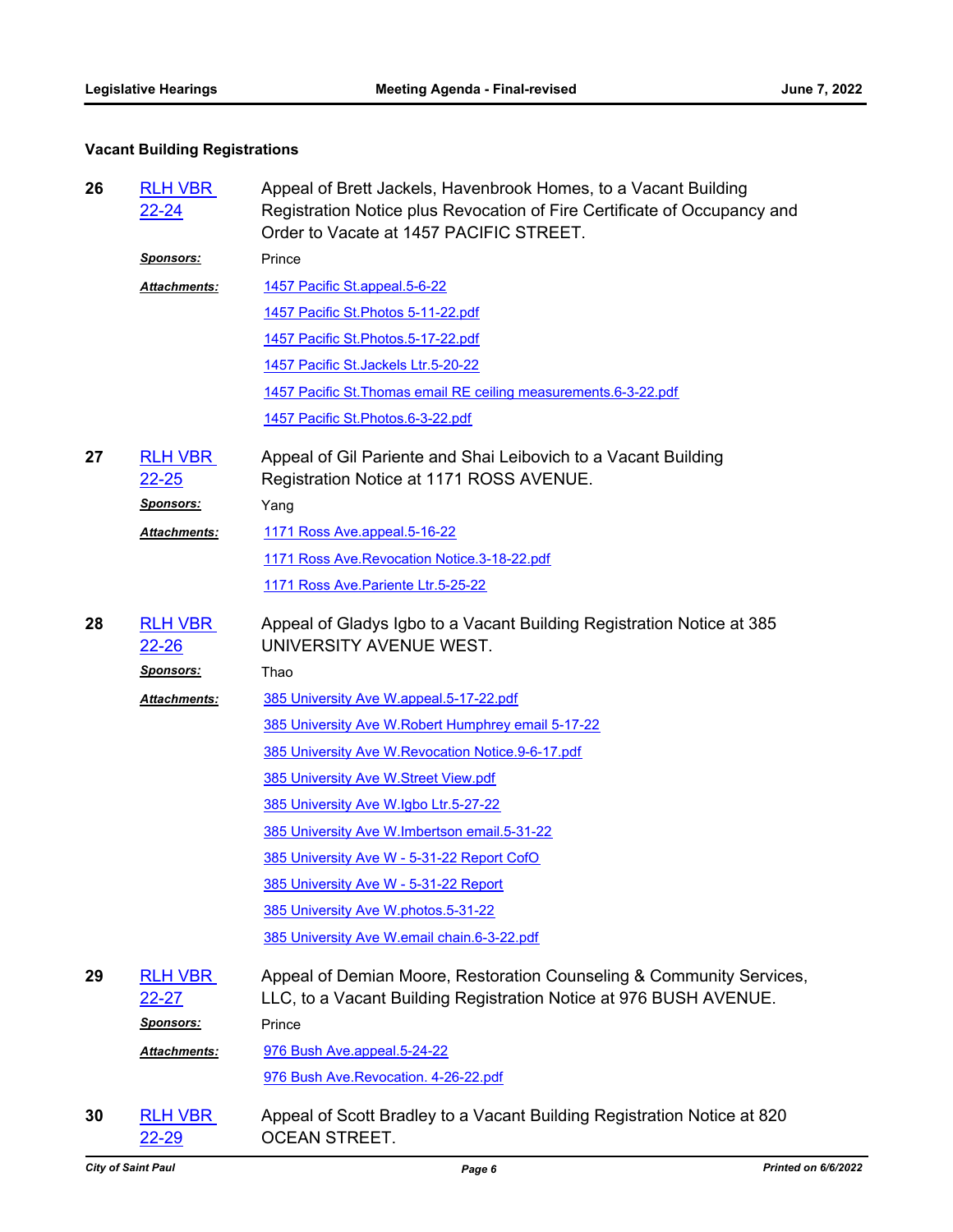### Vacant Building Registrations

**26** RLH VBR 22-24

Appeal of Brett Jackels, Havenbrook Homes, to a Vacant Building Registration Notice plus Revocation of Fire Certificate of Occupancy and Order to Vacate at 1457 PACIFIC STREET.

***Sponsors:*** Prince

***Attachments:***
- 1457 Pacific St.appeal.5-6-22
- 1457 Pacific St.Photos 5-11-22.pdf
- 1457 Pacific St.Photos.5-17-22.pdf
- 1457 Pacific St.Jackels Ltr.5-20-22
- 1457 Pacific St.Thomas email RE ceiling measurements.6-3-22.pdf
- 1457 Pacific St.Photos.6-3-22.pdf

**27** RLH VBR 22-25

Appeal of Gil Pariente and Shai Leibovich to a Vacant Building Registration Notice at 1171 ROSS AVENUE.

***Sponsors:*** Yang

***Attachments:***
- 1171 Ross Ave.appeal.5-16-22
- 1171 Ross Ave.Revocation Notice.3-18-22.pdf
- 1171 Ross Ave.Pariente Ltr.5-25-22

**28** RLH VBR 22-26

Appeal of Gladys Igbo to a Vacant Building Registration Notice at 385 UNIVERSITY AVENUE WEST.

***Sponsors:*** Thao

***Attachments:***
- 385 University Ave W.appeal.5-17-22.pdf
- 385 University Ave W.Robert Humphrey email 5-17-22
- 385 University Ave W.Revocation Notice.9-6-17.pdf
- 385 University Ave W.Street View.pdf
- 385 University Ave W.Igbo Ltr.5-27-22
- 385 University Ave W.Imbertson email.5-31-22
- 385 University Ave W - 5-31-22 Report CofO
- 385 University Ave W - 5-31-22 Report
- 385 University Ave W.photos.5-31-22
- 385 University Ave W.email chain.6-3-22.pdf

**29** RLH VBR 22-27

Appeal of Demian Moore, Restoration Counseling & Community Services, LLC, to a Vacant Building Registration Notice at 976 BUSH AVENUE.

***Sponsors:*** Prince

***Attachments:***
- 976 Bush Ave.appeal.5-24-22
- 976 Bush Ave.Revocation. 4-26-22.pdf

**30** RLH VBR 22-29

Appeal of Scott Bradley to a Vacant Building Registration Notice at 820 OCEAN STREET.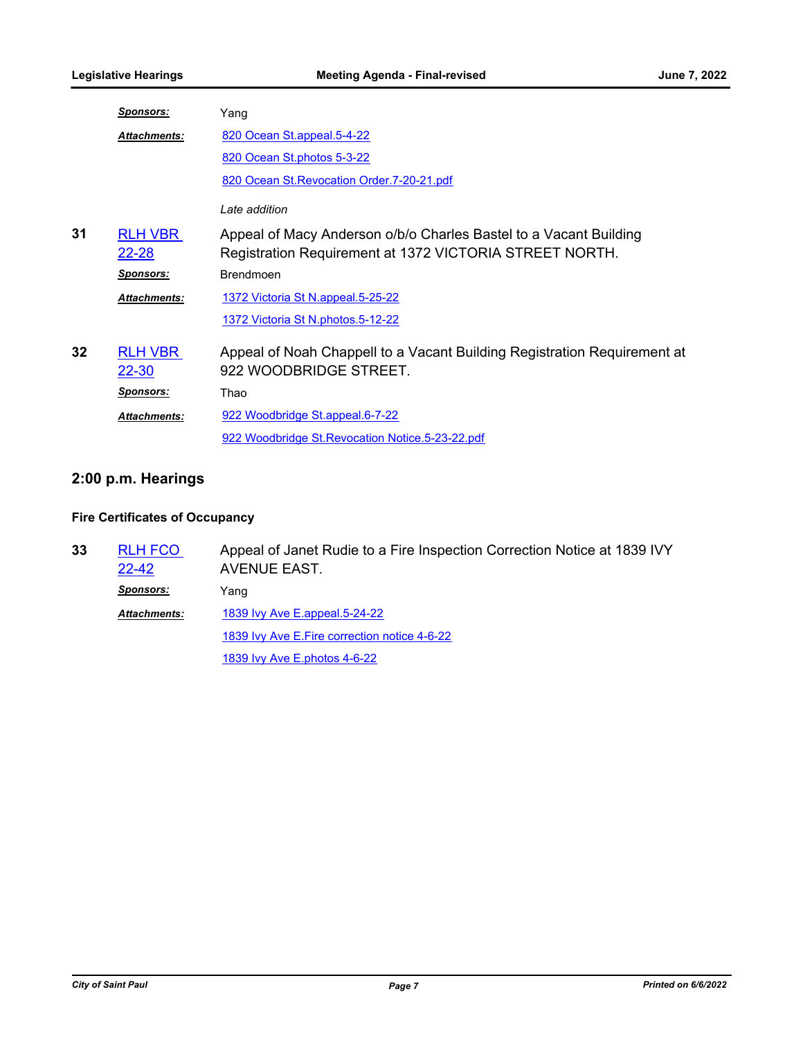*Sponsors:* Yang

*Attachments:*
820 Ocean St.appeal.5-4-22
820 Ocean St.photos 5-3-22
820 Ocean St.Revocation Order.7-20-21.pdf

*Late addition*

**31** RLH VBR 22-28

Appeal of Macy Anderson o/b/o Charles Bastel to a Vacant Building Registration Requirement at 1372 VICTORIA STREET NORTH.

*Sponsors:* Brendmoen

*Attachments:*
1372 Victoria St N.appeal.5-25-22
1372 Victoria St N.photos.5-12-22

**32** RLH VBR 22-30

Appeal of Noah Chappell to a Vacant Building Registration Requirement at 922 WOODBRIDGE STREET.

*Sponsors:* Thao

*Attachments:*
922 Woodbridge St.appeal.6-7-22
922 Woodbridge St.Revocation Notice.5-23-22.pdf

## 2:00 p.m. Hearings

### Fire Certificates of Occupancy

**33** RLH FCO 22-42

Appeal of Janet Rudie to a Fire Inspection Correction Notice at 1839 IVY AVENUE EAST.

*Sponsors:* Yang

*Attachments:*
1839 Ivy Ave E.appeal.5-24-22
1839 Ivy Ave E.Fire correction notice 4-6-22
1839 Ivy Ave E.photos 4-6-22